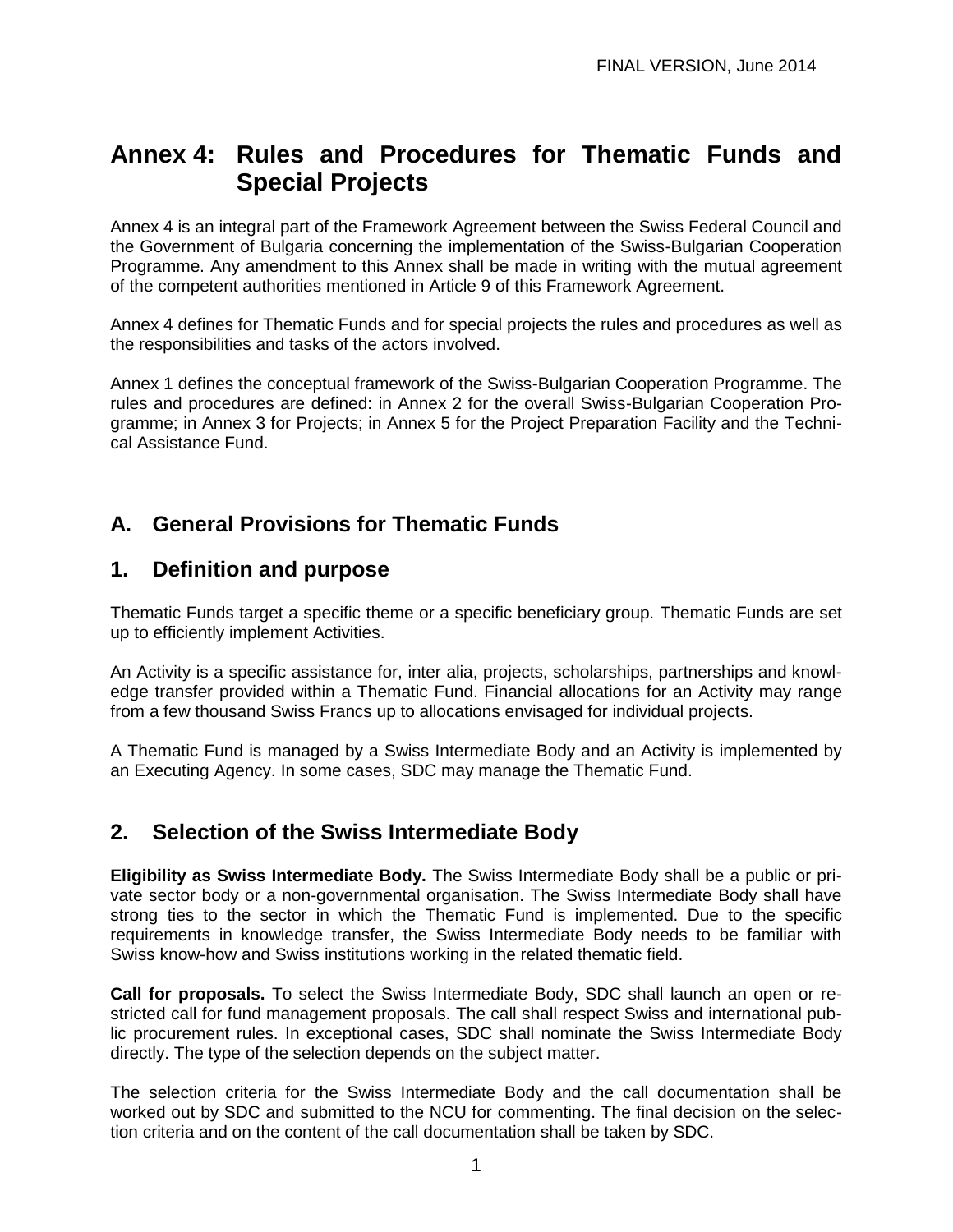FINAL VERSION, June 2014

# Annex 4: Rules and Procedures for Thematic Funds and Special Projects

Annex 4 is an integral part of the Framework Agreement between the Swiss Federal Council and the Government of Bulgaria concerning the implementation of the Swiss-Bulgarian Cooperation Programme. Any amendment to this Annex shall be made in writing with the mutual agreement of the competent authorities mentioned in Article 9 of this Framework Agreement.

Annex 4 defines for Thematic Funds and for special projects the rules and procedures as well as the responsibilities and tasks of the actors involved.

Annex 1 defines the conceptual framework of the Swiss-Bulgarian Cooperation Programme. The rules and procedures are defined: in Annex 2 for the overall Swiss-Bulgarian Cooperation Programme; in Annex 3 for Projects; in Annex 5 for the Project Preparation Facility and the Technical Assistance Fund.

## A. General Provisions for Thematic Funds

## 1. Definition and purpose

Thematic Funds target a specific theme or a specific beneficiary group. Thematic Funds are set up to efficiently implement Activities.

An Activity is a specific assistance for, inter alia, projects, scholarships, partnerships and knowledge transfer provided within a Thematic Fund. Financial allocations for an Activity may range from a few thousand Swiss Francs up to allocations envisaged for individual projects.

A Thematic Fund is managed by a Swiss Intermediate Body and an Activity is implemented by an Executing Agency. In some cases, SDC may manage the Thematic Fund.

## 2. Selection of the Swiss Intermediate Body

**Eligibility as Swiss Intermediate Body.** The Swiss Intermediate Body shall be a public or private sector body or a non-governmental organisation. The Swiss Intermediate Body shall have strong ties to the sector in which the Thematic Fund is implemented. Due to the specific requirements in knowledge transfer, the Swiss Intermediate Body needs to be familiar with Swiss know-how and Swiss institutions working in the related thematic field.

**Call for proposals.** To select the Swiss Intermediate Body, SDC shall launch an open or restricted call for fund management proposals. The call shall respect Swiss and international public procurement rules. In exceptional cases, SDC shall nominate the Swiss Intermediate Body directly. The type of the selection depends on the subject matter.

The selection criteria for the Swiss Intermediate Body and the call documentation shall be worked out by SDC and submitted to the NCU for commenting. The final decision on the selection criteria and on the content of the call documentation shall be taken by SDC.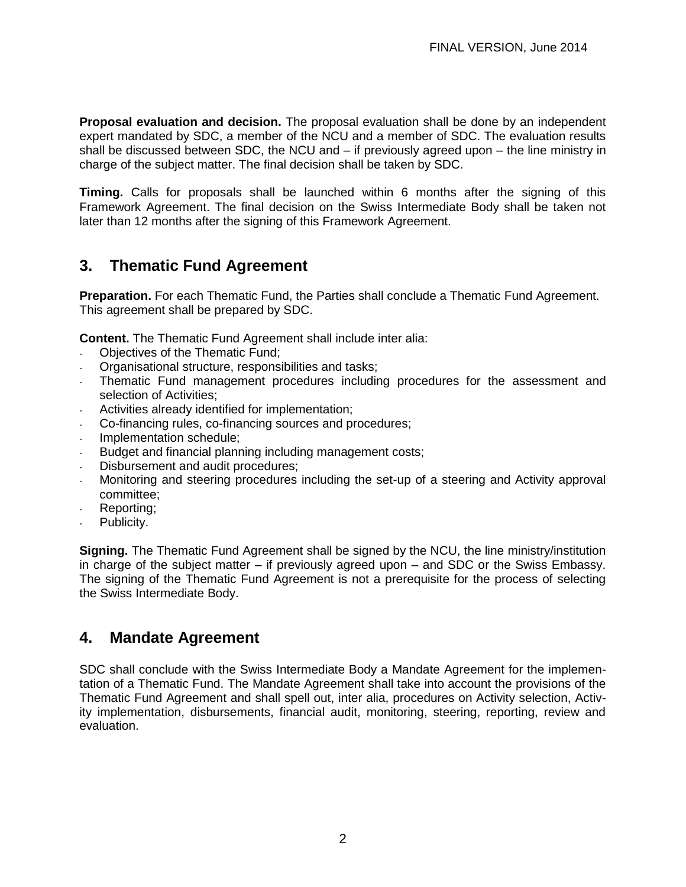**Proposal evaluation and decision.** The proposal evaluation shall be done by an independent expert mandated by SDC, a member of the NCU and a member of SDC. The evaluation results shall be discussed between SDC, the NCU and – if previously agreed upon – the line ministry in charge of the subject matter. The final decision shall be taken by SDC.

**Timing.** Calls for proposals shall be launched within 6 months after the signing of this Framework Agreement. The final decision on the Swiss Intermediate Body shall be taken not later than 12 months after the signing of this Framework Agreement.

## 3. Thematic Fund Agreement

**Preparation.** For each Thematic Fund, the Parties shall conclude a Thematic Fund Agreement. This agreement shall be prepared by SDC.

**Content.** The Thematic Fund Agreement shall include inter alia:

- Objectives of the Thematic Fund;
- Organisational structure, responsibilities and tasks;
- Thematic Fund management procedures including procedures for the assessment and selection of Activities;
- Activities already identified for implementation;
- Co-financing rules, co-financing sources and procedures;
- Implementation schedule;
- Budget and financial planning including management costs;
- Disbursement and audit procedures;
- Monitoring and steering procedures including the set-up of a steering and Activity approval committee;
- Reporting;
- Publicity.

**Signing.** The Thematic Fund Agreement shall be signed by the NCU, the line ministry/institution in charge of the subject matter – if previously agreed upon – and SDC or the Swiss Embassy. The signing of the Thematic Fund Agreement is not a prerequisite for the process of selecting the Swiss Intermediate Body.

## 4. Mandate Agreement

SDC shall conclude with the Swiss Intermediate Body a Mandate Agreement for the implementation of a Thematic Fund. The Mandate Agreement shall take into account the provisions of the Thematic Fund Agreement and shall spell out, inter alia, procedures on Activity selection, Activity implementation, disbursements, financial audit, monitoring, steering, reporting, review and evaluation.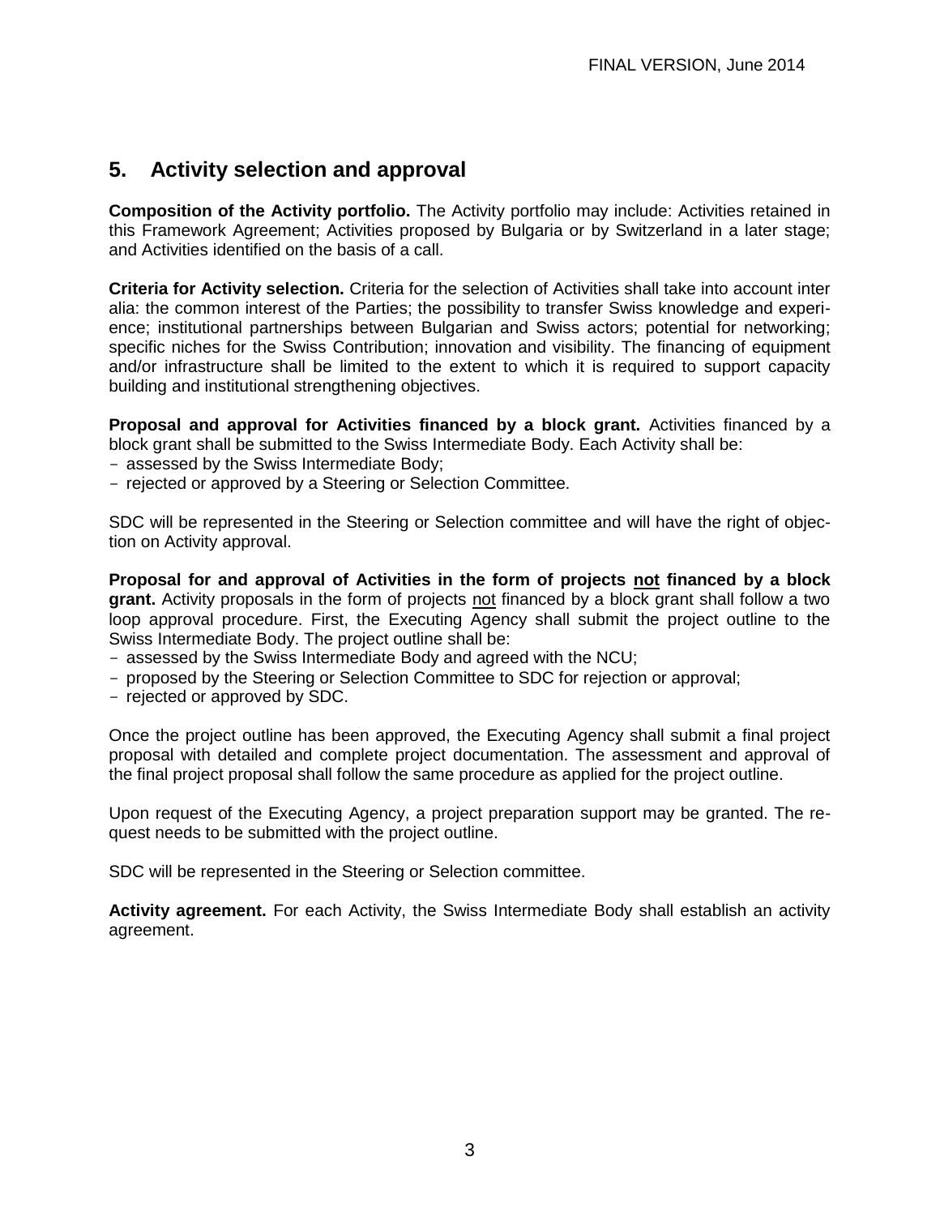## 5. Activity selection and approval

**Composition of the Activity portfolio.** The Activity portfolio may include: Activities retained in this Framework Agreement; Activities proposed by Bulgaria or by Switzerland in a later stage; and Activities identified on the basis of a call.

**Criteria for Activity selection.** Criteria for the selection of Activities shall take into account inter alia: the common interest of the Parties; the possibility to transfer Swiss knowledge and experience; institutional partnerships between Bulgarian and Swiss actors; potential for networking; specific niches for the Swiss Contribution; innovation and visibility. The financing of equipment and/or infrastructure shall be limited to the extent to which it is required to support capacity building and institutional strengthening objectives.

**Proposal and approval for Activities financed by a block grant.** Activities financed by a block grant shall be submitted to the Swiss Intermediate Body. Each Activity shall be:

- assessed by the Swiss Intermediate Body;
- rejected or approved by a Steering or Selection Committee.

SDC will be represented in the Steering or Selection committee and will have the right of objection on Activity approval.

**Proposal for and approval of Activities in the form of projects <u>not</u> financed by a block grant.** Activity proposals in the form of projects <u>not</u> financed by a block grant shall follow a two loop approval procedure. First, the Executing Agency shall submit the project outline to the Swiss Intermediate Body. The project outline shall be:

- assessed by the Swiss Intermediate Body and agreed with the NCU;
- proposed by the Steering or Selection Committee to SDC for rejection or approval;
- rejected or approved by SDC.

Once the project outline has been approved, the Executing Agency shall submit a final project proposal with detailed and complete project documentation. The assessment and approval of the final project proposal shall follow the same procedure as applied for the project outline.

Upon request of the Executing Agency, a project preparation support may be granted. The request needs to be submitted with the project outline.

SDC will be represented in the Steering or Selection committee.

**Activity agreement.** For each Activity, the Swiss Intermediate Body shall establish an activity agreement.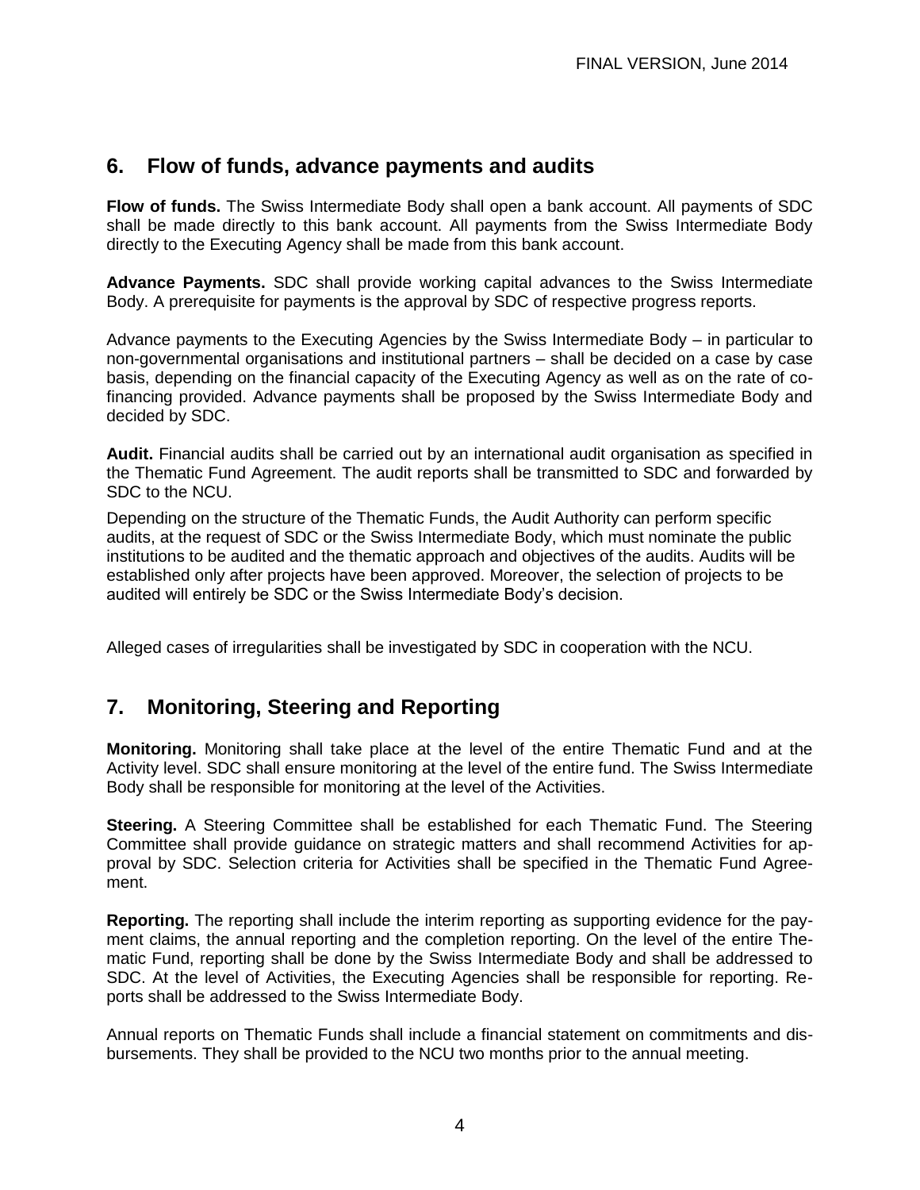## 6. Flow of funds, advance payments and audits

**Flow of funds.** The Swiss Intermediate Body shall open a bank account. All payments of SDC shall be made directly to this bank account. All payments from the Swiss Intermediate Body directly to the Executing Agency shall be made from this bank account.

**Advance Payments.** SDC shall provide working capital advances to the Swiss Intermediate Body. A prerequisite for payments is the approval by SDC of respective progress reports.

Advance payments to the Executing Agencies by the Swiss Intermediate Body – in particular to non-governmental organisations and institutional partners – shall be decided on a case by case basis, depending on the financial capacity of the Executing Agency as well as on the rate of co-financing provided. Advance payments shall be proposed by the Swiss Intermediate Body and decided by SDC.

**Audit.** Financial audits shall be carried out by an international audit organisation as specified in the Thematic Fund Agreement. The audit reports shall be transmitted to SDC and forwarded by SDC to the NCU.

Depending on the structure of the Thematic Funds, the Audit Authority can perform specific audits, at the request of SDC or the Swiss Intermediate Body, which must nominate the public institutions to be audited and the thematic approach and objectives of the audits. Audits will be established only after projects have been approved. Moreover, the selection of projects to be audited will entirely be SDC or the Swiss Intermediate Body's decision.

Alleged cases of irregularities shall be investigated by SDC in cooperation with the NCU.

## 7. Monitoring, Steering and Reporting

**Monitoring.** Monitoring shall take place at the level of the entire Thematic Fund and at the Activity level. SDC shall ensure monitoring at the level of the entire fund. The Swiss Intermediate Body shall be responsible for monitoring at the level of the Activities.

**Steering.** A Steering Committee shall be established for each Thematic Fund. The Steering Committee shall provide guidance on strategic matters and shall recommend Activities for approval by SDC. Selection criteria for Activities shall be specified in the Thematic Fund Agreement.

**Reporting.** The reporting shall include the interim reporting as supporting evidence for the payment claims, the annual reporting and the completion reporting. On the level of the entire Thematic Fund, reporting shall be done by the Swiss Intermediate Body and shall be addressed to SDC. At the level of Activities, the Executing Agencies shall be responsible for reporting. Reports shall be addressed to the Swiss Intermediate Body.

Annual reports on Thematic Funds shall include a financial statement on commitments and disbursements. They shall be provided to the NCU two months prior to the annual meeting.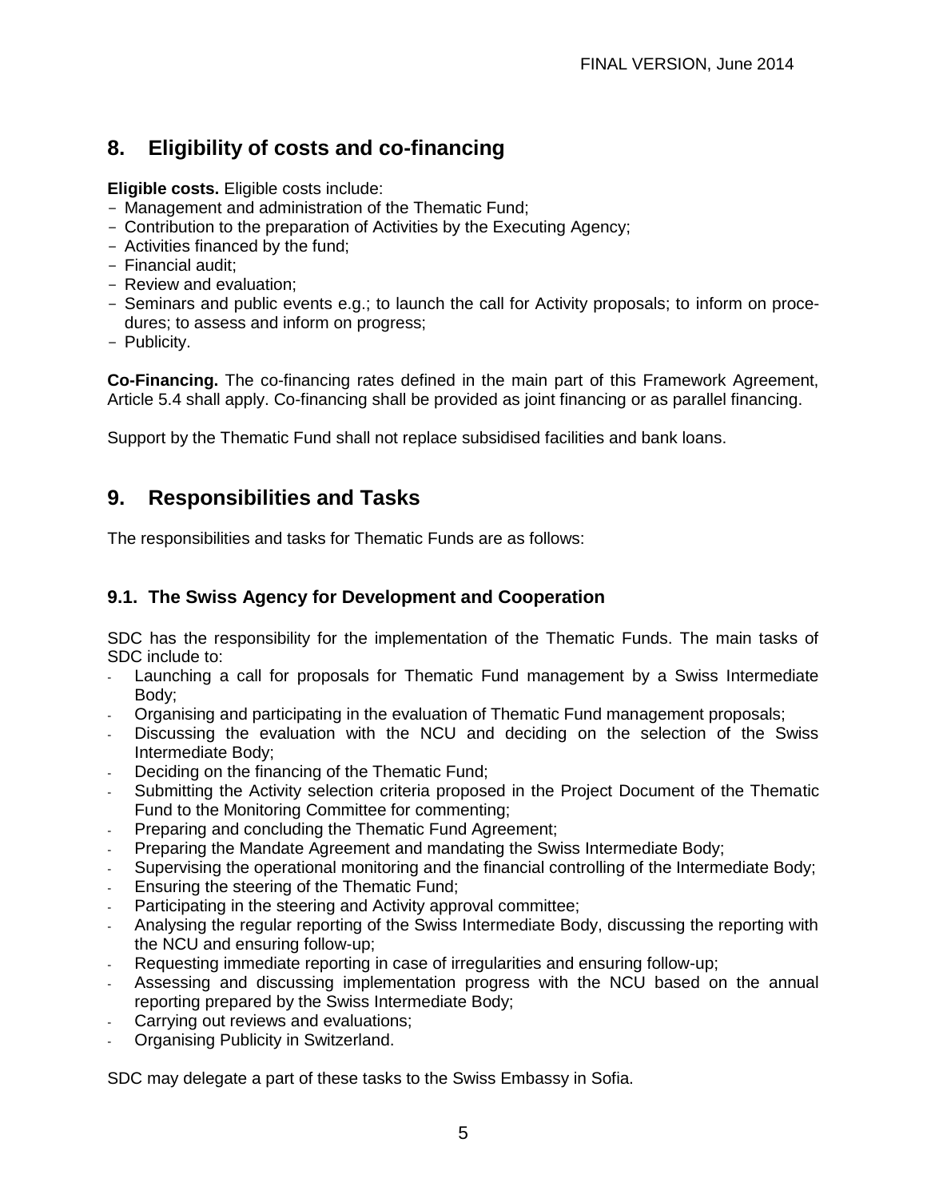## 8. Eligibility of costs and co-financing

**Eligible costs.** Eligible costs include:

- Management and administration of the Thematic Fund;
- Contribution to the preparation of Activities by the Executing Agency;
- Activities financed by the fund;
- Financial audit;
- Review and evaluation;
- Seminars and public events e.g.; to launch the call for Activity proposals; to inform on procedures; to assess and inform on progress;
- Publicity.

**Co-Financing.** The co-financing rates defined in the main part of this Framework Agreement, Article 5.4 shall apply. Co-financing shall be provided as joint financing or as parallel financing.

Support by the Thematic Fund shall not replace subsidised facilities and bank loans.

## 9. Responsibilities and Tasks

The responsibilities and tasks for Thematic Funds are as follows:

### 9.1. The Swiss Agency for Development and Cooperation

SDC has the responsibility for the implementation of the Thematic Funds. The main tasks of SDC include to:

- Launching a call for proposals for Thematic Fund management by a Swiss Intermediate Body;
- Organising and participating in the evaluation of Thematic Fund management proposals;
- Discussing the evaluation with the NCU and deciding on the selection of the Swiss Intermediate Body;
- Deciding on the financing of the Thematic Fund;
- Submitting the Activity selection criteria proposed in the Project Document of the Thematic Fund to the Monitoring Committee for commenting;
- Preparing and concluding the Thematic Fund Agreement;
- Preparing the Mandate Agreement and mandating the Swiss Intermediate Body;
- Supervising the operational monitoring and the financial controlling of the Intermediate Body;
- Ensuring the steering of the Thematic Fund;
- Participating in the steering and Activity approval committee;
- Analysing the regular reporting of the Swiss Intermediate Body, discussing the reporting with the NCU and ensuring follow-up;
- Requesting immediate reporting in case of irregularities and ensuring follow-up;
- Assessing and discussing implementation progress with the NCU based on the annual reporting prepared by the Swiss Intermediate Body;
- Carrying out reviews and evaluations;
- Organising Publicity in Switzerland.

SDC may delegate a part of these tasks to the Swiss Embassy in Sofia.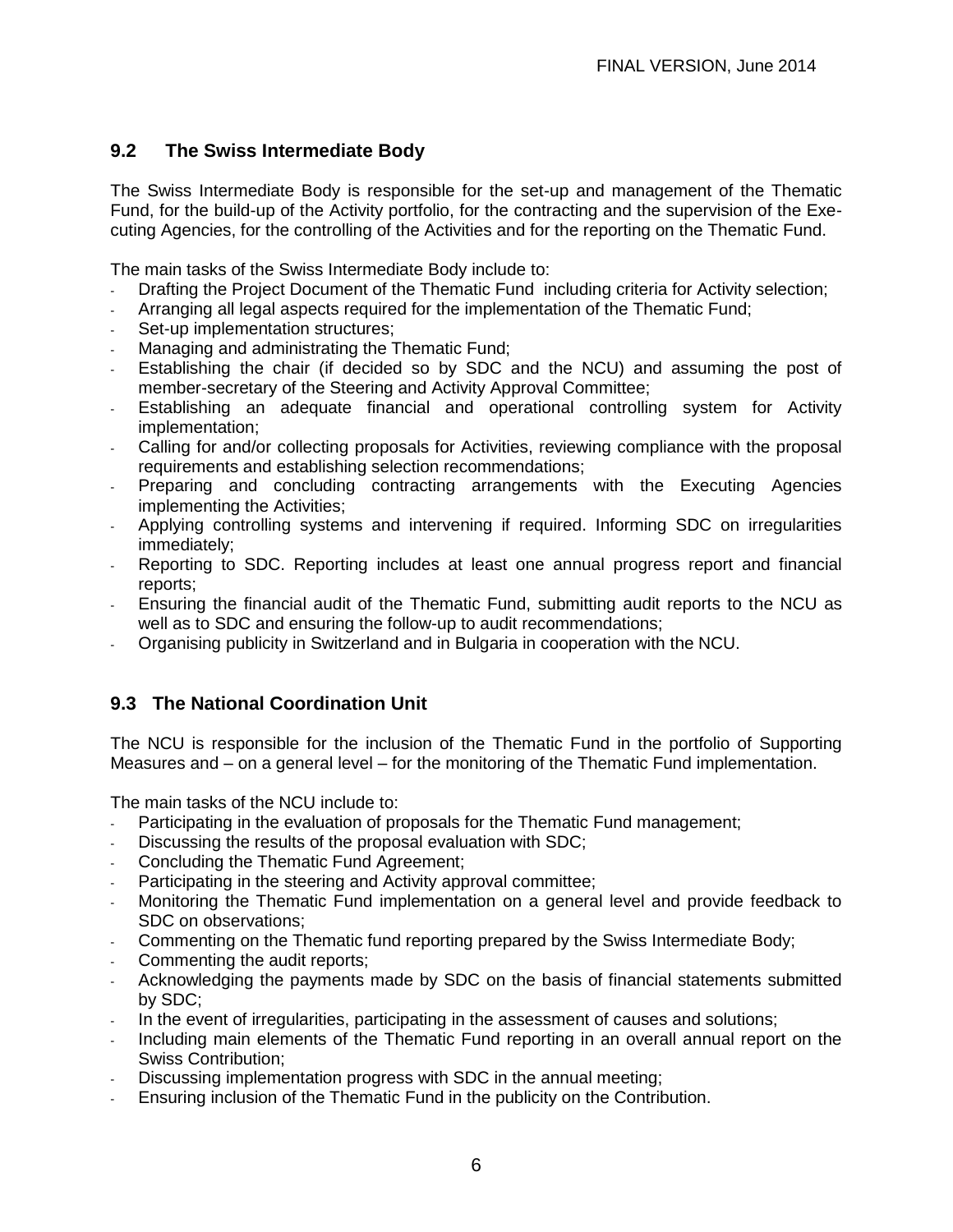## 9.2 The Swiss Intermediate Body

The Swiss Intermediate Body is responsible for the set-up and management of the Thematic Fund, for the build-up of the Activity portfolio, for the contracting and the supervision of the Executing Agencies, for the controlling of the Activities and for the reporting on the Thematic Fund.

The main tasks of the Swiss Intermediate Body include to:

- Drafting the Project Document of the Thematic Fund including criteria for Activity selection;
- Arranging all legal aspects required for the implementation of the Thematic Fund;
- Set-up implementation structures;
- Managing and administrating the Thematic Fund;
- Establishing the chair (if decided so by SDC and the NCU) and assuming the post of member-secretary of the Steering and Activity Approval Committee;
- Establishing an adequate financial and operational controlling system for Activity implementation;
- Calling for and/or collecting proposals for Activities, reviewing compliance with the proposal requirements and establishing selection recommendations;
- Preparing and concluding contracting arrangements with the Executing Agencies implementing the Activities;
- Applying controlling systems and intervening if required. Informing SDC on irregularities immediately;
- Reporting to SDC. Reporting includes at least one annual progress report and financial reports;
- Ensuring the financial audit of the Thematic Fund, submitting audit reports to the NCU as well as to SDC and ensuring the follow-up to audit recommendations;
- Organising publicity in Switzerland and in Bulgaria in cooperation with the NCU.

## 9.3 The National Coordination Unit

The NCU is responsible for the inclusion of the Thematic Fund in the portfolio of Supporting Measures and – on a general level – for the monitoring of the Thematic Fund implementation.

The main tasks of the NCU include to:

- Participating in the evaluation of proposals for the Thematic Fund management;
- Discussing the results of the proposal evaluation with SDC;
- Concluding the Thematic Fund Agreement;
- Participating in the steering and Activity approval committee;
- Monitoring the Thematic Fund implementation on a general level and provide feedback to SDC on observations;
- Commenting on the Thematic fund reporting prepared by the Swiss Intermediate Body;
- Commenting the audit reports;
- Acknowledging the payments made by SDC on the basis of financial statements submitted by SDC;
- In the event of irregularities, participating in the assessment of causes and solutions;
- Including main elements of the Thematic Fund reporting in an overall annual report on the Swiss Contribution;
- Discussing implementation progress with SDC in the annual meeting;
- Ensuring inclusion of the Thematic Fund in the publicity on the Contribution.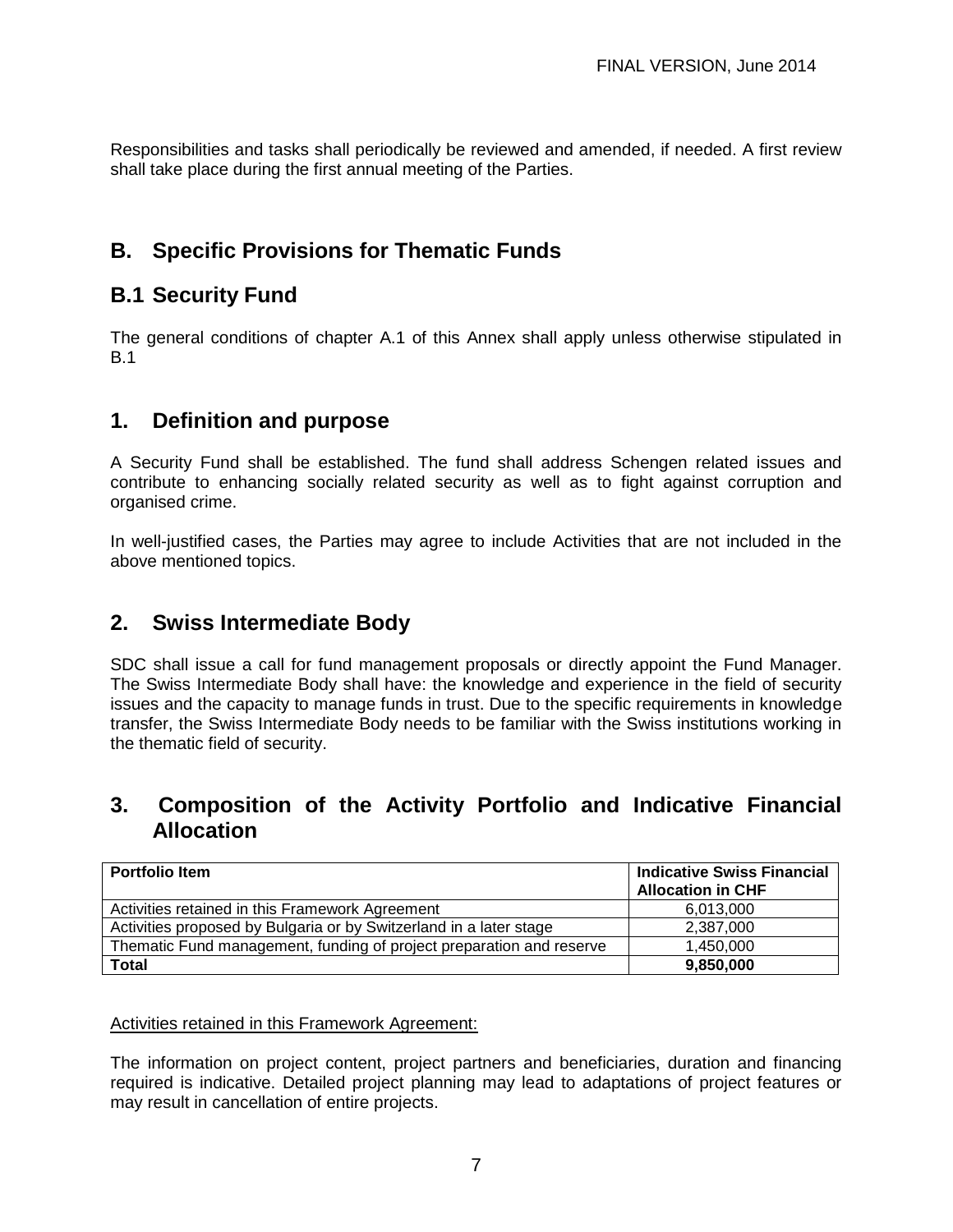Responsibilities and tasks shall periodically be reviewed and amended, if needed. A first review shall take place during the first annual meeting of the Parties.

## B. Specific Provisions for Thematic Funds

## B.1 Security Fund

The general conditions of chapter A.1 of this Annex shall apply unless otherwise stipulated in B.1

### 1. Definition and purpose

A Security Fund shall be established. The fund shall address Schengen related issues and contribute to enhancing socially related security as well as to fight against corruption and organised crime.

In well-justified cases, the Parties may agree to include Activities that are not included in the above mentioned topics.

### 2. Swiss Intermediate Body

SDC shall issue a call for fund management proposals or directly appoint the Fund Manager. The Swiss Intermediate Body shall have: the knowledge and experience in the field of security issues and the capacity to manage funds in trust. Due to the specific requirements in knowledge transfer, the Swiss Intermediate Body needs to be familiar with the Swiss institutions working in the thematic field of security.

### 3. Composition of the Activity Portfolio and Indicative Financial Allocation

| **Portfolio Item** | **Indicative Swiss Financial Allocation in CHF** |
|---|---|
| Activities retained in this Framework Agreement | 6,013,000 |
| Activities proposed by Bulgaria or by Switzerland in a later stage | 2,387,000 |
| Thematic Fund management, funding of project preparation and reserve | 1,450,000 |
| **Total** | **9,850,000** |

Activities retained in this Framework Agreement:

The information on project content, project partners and beneficiaries, duration and financing required is indicative. Detailed project planning may lead to adaptations of project features or may result in cancellation of entire projects.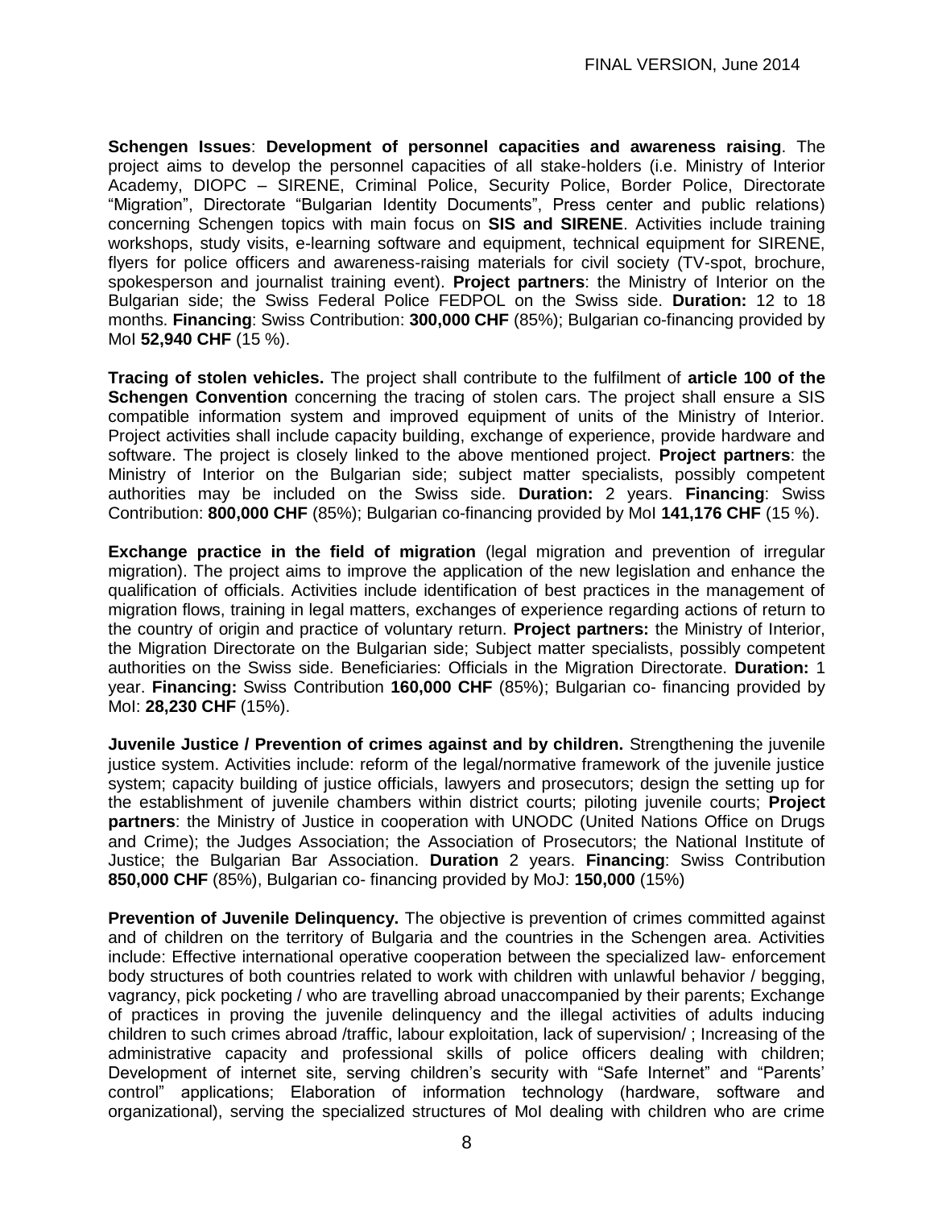**Schengen Issues**: **Development of personnel capacities and awareness raising**. The project aims to develop the personnel capacities of all stake-holders (i.e. Ministry of Interior Academy, DIOPC – SIRENE, Criminal Police, Security Police, Border Police, Directorate "Migration", Directorate "Bulgarian Identity Documents", Press center and public relations) concerning Schengen topics with main focus on **SIS and SIRENE**. Activities include training workshops, study visits, e-learning software and equipment, technical equipment for SIRENE, flyers for police officers and awareness-raising materials for civil society (TV-spot, brochure, spokesperson and journalist training event). **Project partners**: the Ministry of Interior on the Bulgarian side; the Swiss Federal Police FEDPOL on the Swiss side. **Duration:** 12 to 18 months. **Financing**: Swiss Contribution: **300,000 CHF** (85%); Bulgarian co-financing provided by MoI **52,940 CHF** (15 %).

**Tracing of stolen vehicles.** The project shall contribute to the fulfilment of **article 100 of the Schengen Convention** concerning the tracing of stolen cars. The project shall ensure a SIS compatible information system and improved equipment of units of the Ministry of Interior. Project activities shall include capacity building, exchange of experience, provide hardware and software. The project is closely linked to the above mentioned project. **Project partners**: the Ministry of Interior on the Bulgarian side; subject matter specialists, possibly competent authorities may be included on the Swiss side. **Duration:** 2 years. **Financing**: Swiss Contribution: **800,000 CHF** (85%); Bulgarian co-financing provided by MoI **141,176 CHF** (15 %).

**Exchange practice in the field of migration** (legal migration and prevention of irregular migration). The project aims to improve the application of the new legislation and enhance the qualification of officials. Activities include identification of best practices in the management of migration flows, training in legal matters, exchanges of experience regarding actions of return to the country of origin and practice of voluntary return. **Project partners:** the Ministry of Interior, the Migration Directorate on the Bulgarian side; Subject matter specialists, possibly competent authorities on the Swiss side. Beneficiaries: Officials in the Migration Directorate. **Duration:** 1 year. **Financing:** Swiss Contribution **160,000 CHF** (85%); Bulgarian co- financing provided by MoI: **28,230 CHF** (15%).

**Juvenile Justice / Prevention of crimes against and by children.** Strengthening the juvenile justice system. Activities include: reform of the legal/normative framework of the juvenile justice system; capacity building of justice officials, lawyers and prosecutors; design the setting up for the establishment of juvenile chambers within district courts; piloting juvenile courts; **Project partners**: the Ministry of Justice in cooperation with UNODC (United Nations Office on Drugs and Crime); the Judges Association; the Association of Prosecutors; the National Institute of Justice; the Bulgarian Bar Association. **Duration** 2 years. **Financing**: Swiss Contribution **850,000 CHF** (85%), Bulgarian co- financing provided by MoJ: **150,000** (15%)

**Prevention of Juvenile Delinquency.** The objective is prevention of crimes committed against and of children on the territory of Bulgaria and the countries in the Schengen area. Activities include: Effective international operative cooperation between the specialized law- enforcement body structures of both countries related to work with children with unlawful behavior / begging, vagrancy, pick pocketing / who are travelling abroad unaccompanied by their parents; Exchange of practices in proving the juvenile delinquency and the illegal activities of adults inducing children to such crimes abroad /traffic, labour exploitation, lack of supervision/ ; Increasing of the administrative capacity and professional skills of police officers dealing with children; Development of internet site, serving children's security with "Safe Internet" and "Parents' control" applications; Elaboration of information technology (hardware, software and organizational), serving the specialized structures of MoI dealing with children who are crime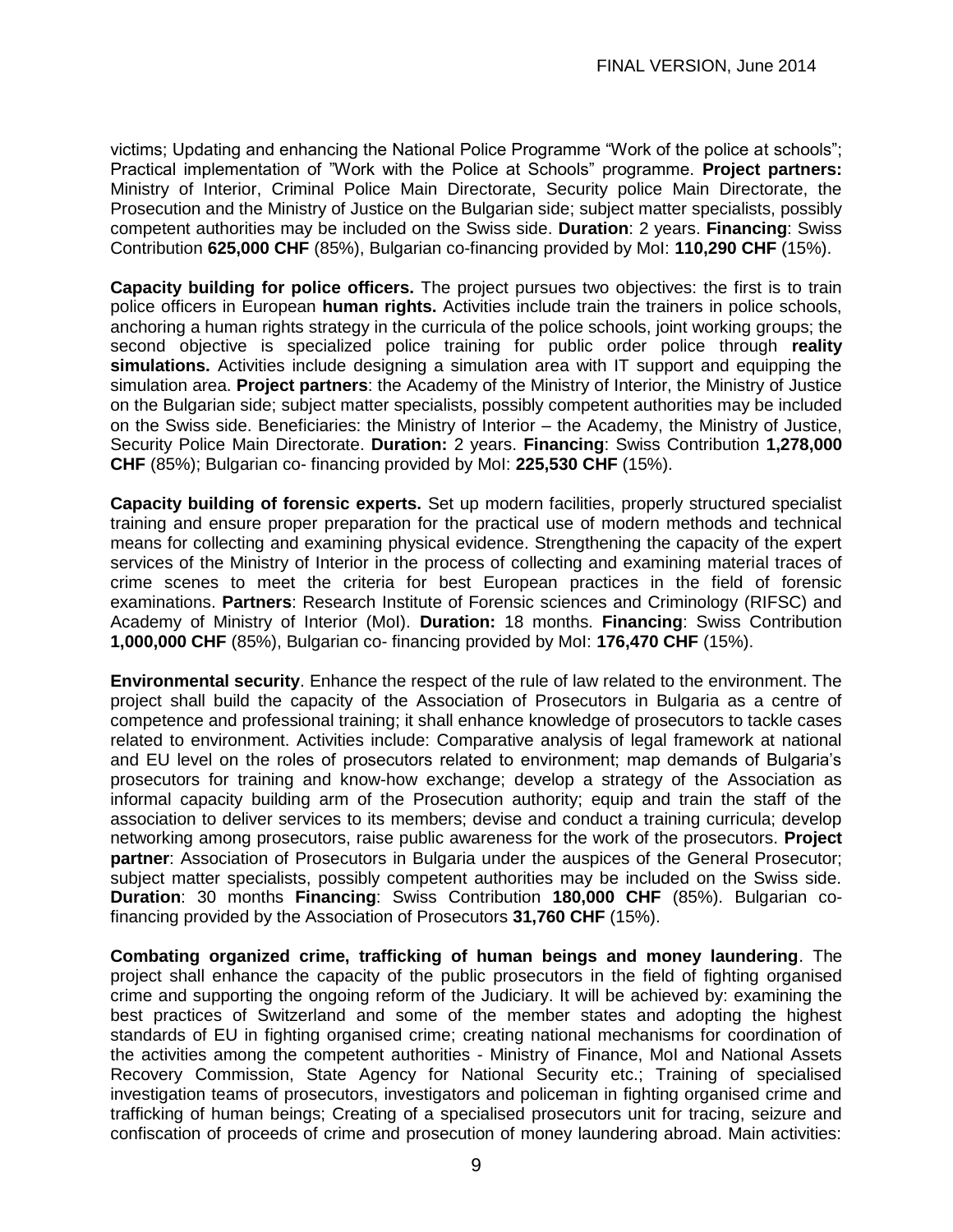victims; Updating and enhancing the National Police Programme "Work of the police at schools"; Practical implementation of "Work with the Police at Schools" programme. **Project partners:** Ministry of Interior, Criminal Police Main Directorate, Security police Main Directorate, the Prosecution and the Ministry of Justice on the Bulgarian side; subject matter specialists, possibly competent authorities may be included on the Swiss side. **Duration**: 2 years. **Financing**: Swiss Contribution **625,000 CHF** (85%), Bulgarian co-financing provided by MoI: **110,290 CHF** (15%).

**Capacity building for police officers.** The project pursues two objectives: the first is to train police officers in European **human rights.** Activities include train the trainers in police schools, anchoring a human rights strategy in the curricula of the police schools, joint working groups; the second objective is specialized police training for public order police through **reality simulations.** Activities include designing a simulation area with IT support and equipping the simulation area. **Project partners**: the Academy of the Ministry of Interior, the Ministry of Justice on the Bulgarian side; subject matter specialists, possibly competent authorities may be included on the Swiss side. Beneficiaries: the Ministry of Interior – the Academy, the Ministry of Justice, Security Police Main Directorate. **Duration:** 2 years. **Financing**: Swiss Contribution **1,278,000 CHF** (85%); Bulgarian co- financing provided by MoI: **225,530 CHF** (15%).

**Capacity building of forensic experts.** Set up modern facilities, properly structured specialist training and ensure proper preparation for the practical use of modern methods and technical means for collecting and examining physical evidence. Strengthening the capacity of the expert services of the Ministry of Interior in the process of collecting and examining material traces of crime scenes to meet the criteria for best European practices in the field of forensic examinations. **Partners**: Research Institute of Forensic sciences and Criminology (RIFSC) and Academy of Ministry of Interior (MoI). **Duration:** 18 months. **Financing**: Swiss Contribution **1,000,000 CHF** (85%), Bulgarian co- financing provided by MoI: **176,470 CHF** (15%).

**Environmental security**. Enhance the respect of the rule of law related to the environment. The project shall build the capacity of the Association of Prosecutors in Bulgaria as a centre of competence and professional training; it shall enhance knowledge of prosecutors to tackle cases related to environment. Activities include: Comparative analysis of legal framework at national and EU level on the roles of prosecutors related to environment; map demands of Bulgaria's prosecutors for training and know-how exchange; develop a strategy of the Association as informal capacity building arm of the Prosecution authority; equip and train the staff of the association to deliver services to its members; devise and conduct a training curricula; develop networking among prosecutors, raise public awareness for the work of the prosecutors. **Project partner**: Association of Prosecutors in Bulgaria under the auspices of the General Prosecutor; subject matter specialists, possibly competent authorities may be included on the Swiss side. **Duration**: 30 months **Financing**: Swiss Contribution **180,000 CHF** (85%). Bulgarian co-financing provided by the Association of Prosecutors **31,760 CHF** (15%).

**Combating organized crime, trafficking of human beings and money laundering**. The project shall enhance the capacity of the public prosecutors in the field of fighting organised crime and supporting the ongoing reform of the Judiciary. It will be achieved by: examining the best practices of Switzerland and some of the member states and adopting the highest standards of EU in fighting organised crime; creating national mechanisms for coordination of the activities among the competent authorities - Ministry of Finance, MoI and National Assets Recovery Commission, State Agency for National Security etc.; Training of specialised investigation teams of prosecutors, investigators and policeman in fighting organised crime and trafficking of human beings; Creating of a specialised prosecutors unit for tracing, seizure and confiscation of proceeds of crime and prosecution of money laundering abroad. Main activities: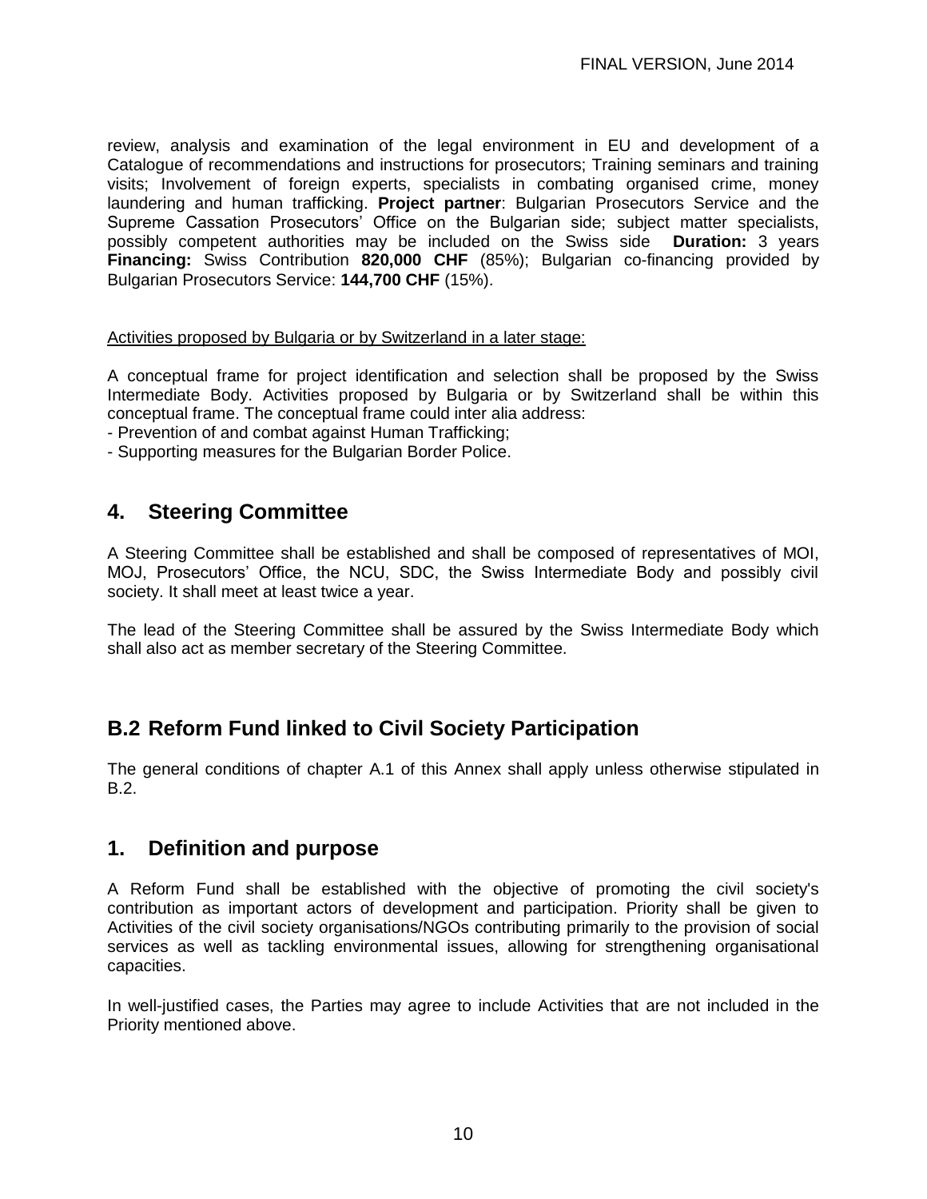review, analysis and examination of the legal environment in EU and development of a Catalogue of recommendations and instructions for prosecutors; Training seminars and training visits; Involvement of foreign experts, specialists in combating organised crime, money laundering and human trafficking. **Project partner**: Bulgarian Prosecutors Service and the Supreme Cassation Prosecutors' Office on the Bulgarian side; subject matter specialists, possibly competent authorities may be included on the Swiss side **Duration:** 3 years **Financing:** Swiss Contribution **820,000 CHF** (85%); Bulgarian co-financing provided by Bulgarian Prosecutors Service: **144,700 CHF** (15%).

Activities proposed by Bulgaria or by Switzerland in a later stage:

A conceptual frame for project identification and selection shall be proposed by the Swiss Intermediate Body. Activities proposed by Bulgaria or by Switzerland shall be within this conceptual frame. The conceptual frame could inter alia address:

- Prevention of and combat against Human Trafficking;
- Supporting measures for the Bulgarian Border Police.

## 4. Steering Committee

A Steering Committee shall be established and shall be composed of representatives of MOI, MOJ, Prosecutors' Office, the NCU, SDC, the Swiss Intermediate Body and possibly civil society. It shall meet at least twice a year.

The lead of the Steering Committee shall be assured by the Swiss Intermediate Body which shall also act as member secretary of the Steering Committee.

# B.2 Reform Fund linked to Civil Society Participation

The general conditions of chapter A.1 of this Annex shall apply unless otherwise stipulated in B.2.

## 1. Definition and purpose

A Reform Fund shall be established with the objective of promoting the civil society's contribution as important actors of development and participation. Priority shall be given to Activities of the civil society organisations/NGOs contributing primarily to the provision of social services as well as tackling environmental issues, allowing for strengthening organisational capacities.

In well-justified cases, the Parties may agree to include Activities that are not included in the Priority mentioned above.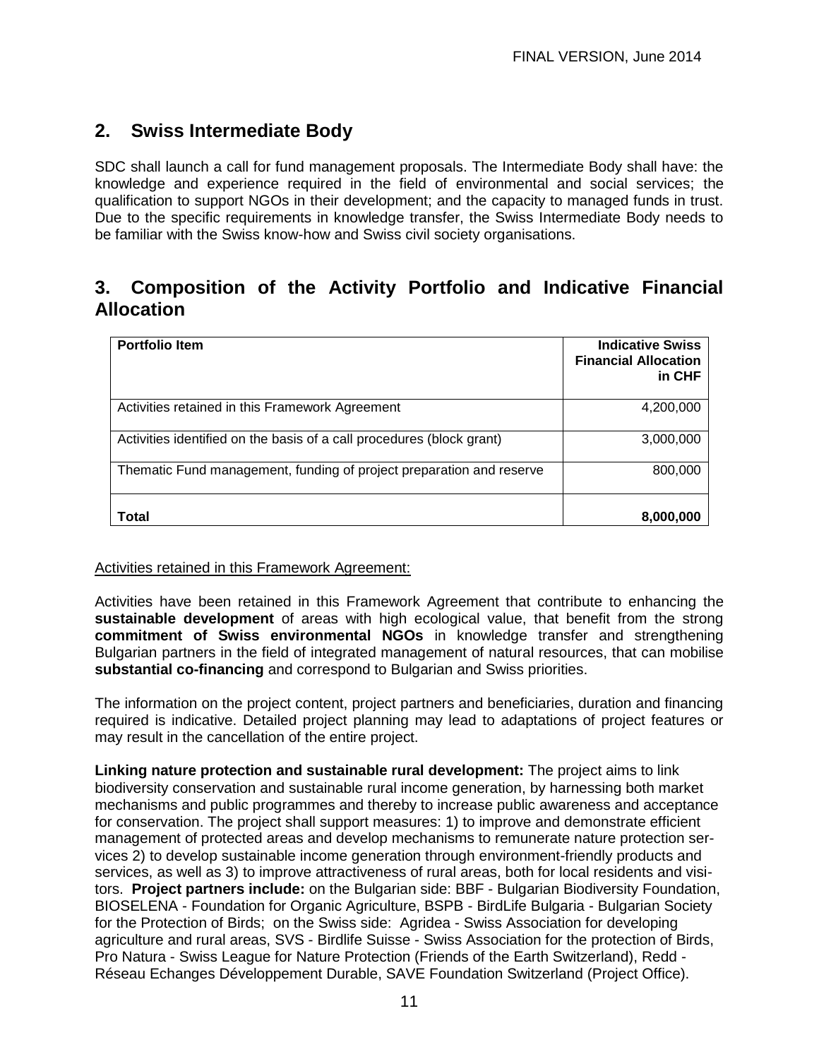## 2. Swiss Intermediate Body

SDC shall launch a call for fund management proposals. The Intermediate Body shall have: the knowledge and experience required in the field of environmental and social services; the qualification to support NGOs in their development; and the capacity to managed funds in trust. Due to the specific requirements in knowledge transfer, the Swiss Intermediate Body needs to be familiar with the Swiss know-how and Swiss civil society organisations.

## 3. Composition of the Activity Portfolio and Indicative Financial Allocation

| Portfolio Item | Indicative Swiss Financial Allocation in CHF |
|---|---:|
| Activities retained in this Framework Agreement | 4,200,000 |
| Activities identified on the basis of a call procedures (block grant) | 3,000,000 |
| Thematic Fund management, funding of project preparation and reserve | 800,000 |
| **Total** | **8,000,000** |

Activities retained in this Framework Agreement:

Activities have been retained in this Framework Agreement that contribute to enhancing the **sustainable development** of areas with high ecological value, that benefit from the strong **commitment of Swiss environmental NGOs** in knowledge transfer and strengthening Bulgarian partners in the field of integrated management of natural resources, that can mobilise **substantial co-financing** and correspond to Bulgarian and Swiss priorities.

The information on the project content, project partners and beneficiaries, duration and financing required is indicative. Detailed project planning may lead to adaptations of project features or may result in the cancellation of the entire project.

**Linking nature protection and sustainable rural development:** The project aims to link biodiversity conservation and sustainable rural income generation, by harnessing both market mechanisms and public programmes and thereby to increase public awareness and acceptance for conservation. The project shall support measures: 1) to improve and demonstrate efficient management of protected areas and develop mechanisms to remunerate nature protection services 2) to develop sustainable income generation through environment-friendly products and services, as well as 3) to improve attractiveness of rural areas, both for local residents and visitors. **Project partners include:** on the Bulgarian side: BBF - Bulgarian Biodiversity Foundation, BIOSELENA - Foundation for Organic Agriculture, BSPB - BirdLife Bulgaria - Bulgarian Society for the Protection of Birds; on the Swiss side: Agridea - Swiss Association for developing agriculture and rural areas, SVS - Birdlife Suisse - Swiss Association for the protection of Birds, Pro Natura - Swiss League for Nature Protection (Friends of the Earth Switzerland), Redd - Réseau Echanges Développement Durable, SAVE Foundation Switzerland (Project Office).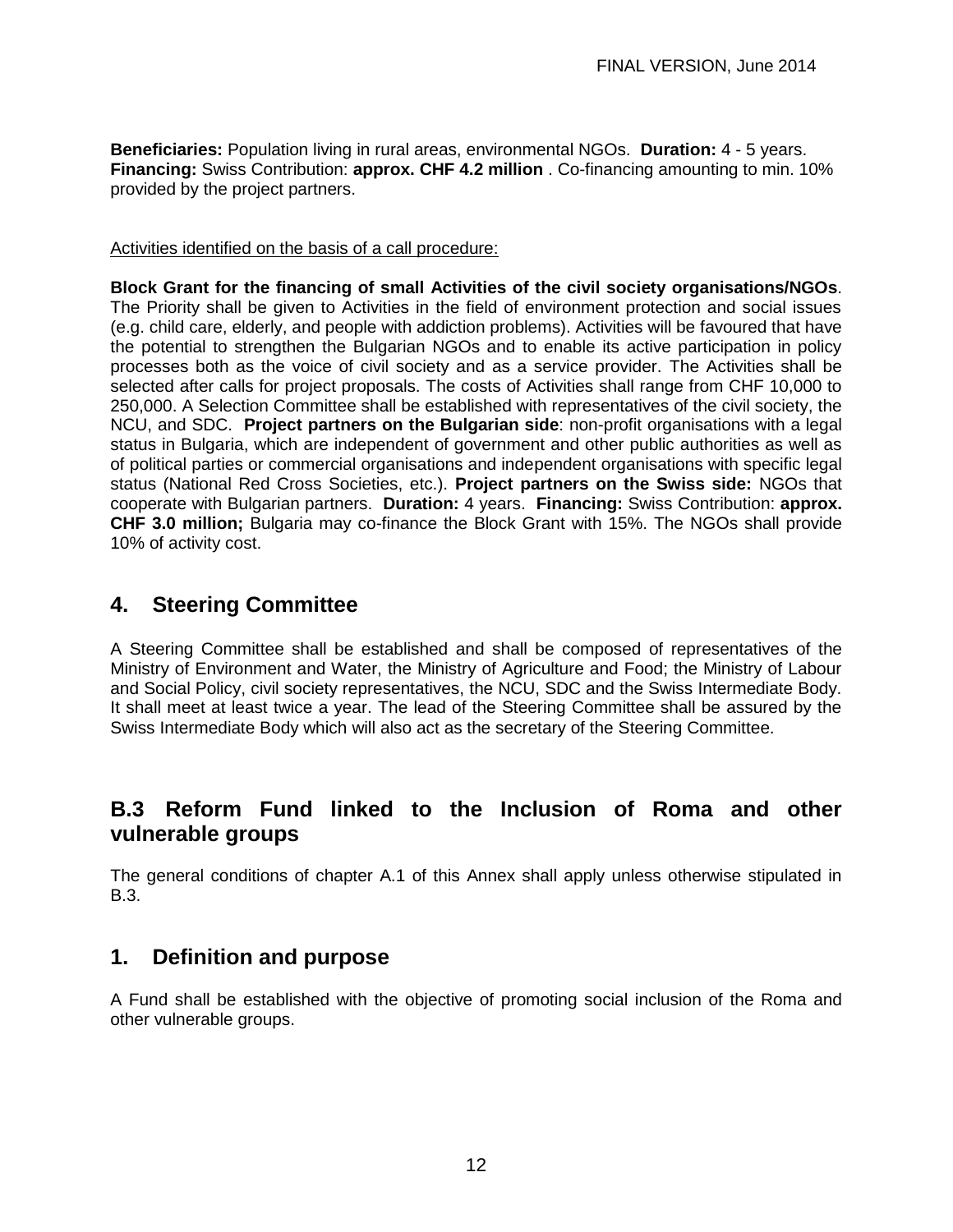**Beneficiaries:** Population living in rural areas, environmental NGOs. **Duration:** 4 - 5 years. **Financing:** Swiss Contribution: **approx. CHF 4.2 million** . Co-financing amounting to min. 10% provided by the project partners.

Activities identified on the basis of a call procedure:

**Block Grant for the financing of small Activities of the civil society organisations/NGOs**. The Priority shall be given to Activities in the field of environment protection and social issues (e.g. child care, elderly, and people with addiction problems). Activities will be favoured that have the potential to strengthen the Bulgarian NGOs and to enable its active participation in policy processes both as the voice of civil society and as a service provider. The Activities shall be selected after calls for project proposals. The costs of Activities shall range from CHF 10,000 to 250,000. A Selection Committee shall be established with representatives of the civil society, the NCU, and SDC. **Project partners on the Bulgarian side**: non-profit organisations with a legal status in Bulgaria, which are independent of government and other public authorities as well as of political parties or commercial organisations and independent organisations with specific legal status (National Red Cross Societies, etc.). **Project partners on the Swiss side:** NGOs that cooperate with Bulgarian partners. **Duration:** 4 years. **Financing:** Swiss Contribution: **approx. CHF 3.0 million;** Bulgaria may co-finance the Block Grant with 15%. The NGOs shall provide 10% of activity cost.

## 4. Steering Committee

A Steering Committee shall be established and shall be composed of representatives of the Ministry of Environment and Water, the Ministry of Agriculture and Food; the Ministry of Labour and Social Policy, civil society representatives, the NCU, SDC and the Swiss Intermediate Body. It shall meet at least twice a year. The lead of the Steering Committee shall be assured by the Swiss Intermediate Body which will also act as the secretary of the Steering Committee.

## B.3 Reform Fund linked to the Inclusion of Roma and other vulnerable groups

The general conditions of chapter A.1 of this Annex shall apply unless otherwise stipulated in B.3.

## 1. Definition and purpose

A Fund shall be established with the objective of promoting social inclusion of the Roma and other vulnerable groups.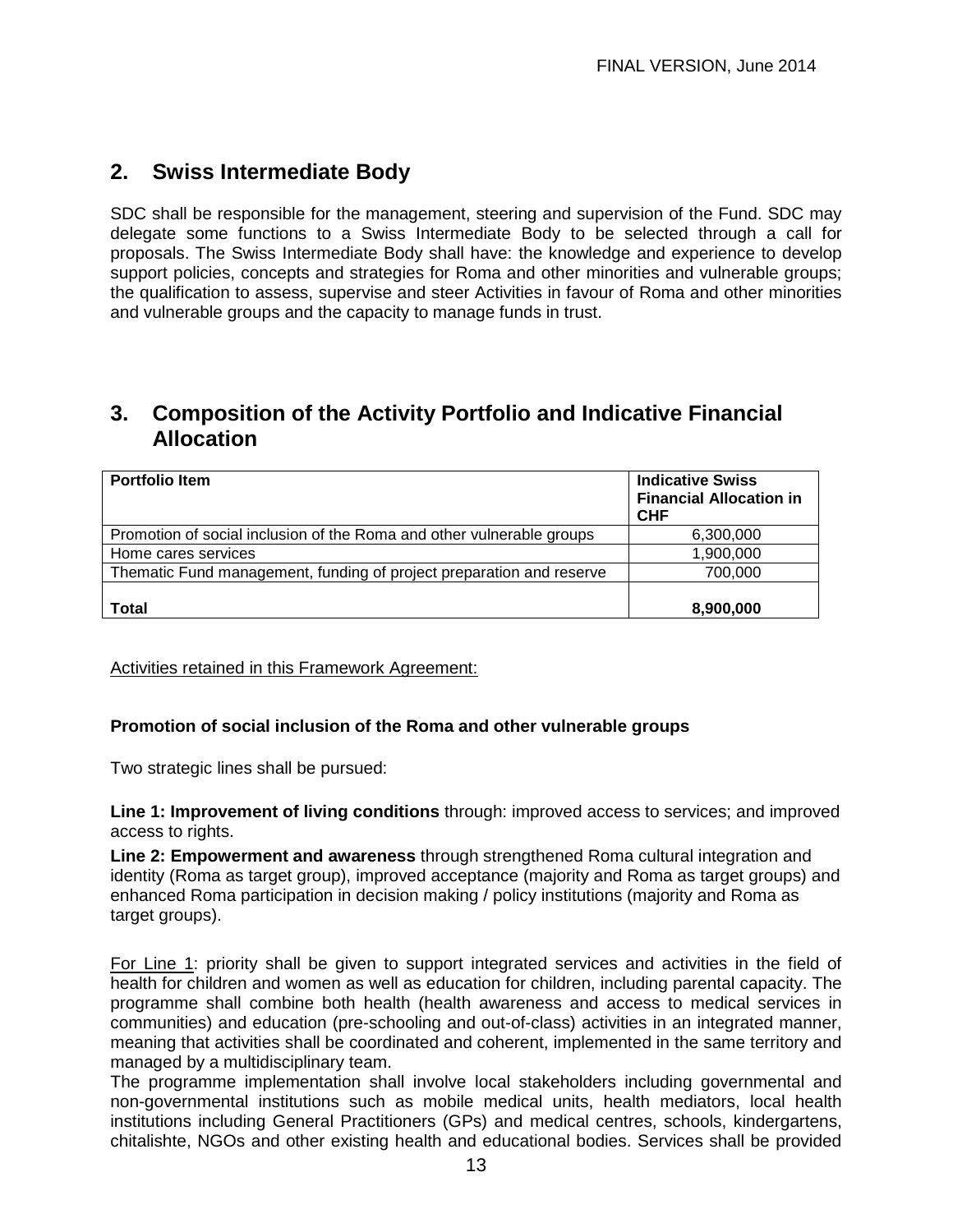## 2. Swiss Intermediate Body

SDC shall be responsible for the management, steering and supervision of the Fund. SDC may delegate some functions to a Swiss Intermediate Body to be selected through a call for proposals. The Swiss Intermediate Body shall have: the knowledge and experience to develop support policies, concepts and strategies for Roma and other minorities and vulnerable groups; the qualification to assess, supervise and steer Activities in favour of Roma and other minorities and vulnerable groups and the capacity to manage funds in trust.

## 3. Composition of the Activity Portfolio and Indicative Financial Allocation

| Portfolio Item | Indicative Swiss Financial Allocation in CHF |
|---|---|
| Promotion of social inclusion of the Roma and other vulnerable groups | 6,300,000 |
| Home cares services | 1,900,000 |
| Thematic Fund management, funding of project preparation and reserve | 700,000 |
| **Total** | **8,900,000** |

Activities retained in this Framework Agreement:

**Promotion of social inclusion of the Roma and other vulnerable groups**

Two strategic lines shall be pursued:

**Line 1: Improvement of living conditions** through: improved access to services; and improved access to rights.

**Line 2: Empowerment and awareness** through strengthened Roma cultural integration and identity (Roma as target group), improved acceptance (majority and Roma as target groups) and enhanced Roma participation in decision making / policy institutions (majority and Roma as target groups).

For Line 1: priority shall be given to support integrated services and activities in the field of health for children and women as well as education for children, including parental capacity. The programme shall combine both health (health awareness and access to medical services in communities) and education (pre-schooling and out-of-class) activities in an integrated manner, meaning that activities shall be coordinated and coherent, implemented in the same territory and managed by a multidisciplinary team.

The programme implementation shall involve local stakeholders including governmental and non-governmental institutions such as mobile medical units, health mediators, local health institutions including General Practitioners (GPs) and medical centres, schools, kindergartens, chitalishte, NGOs and other existing health and educational bodies. Services shall be provided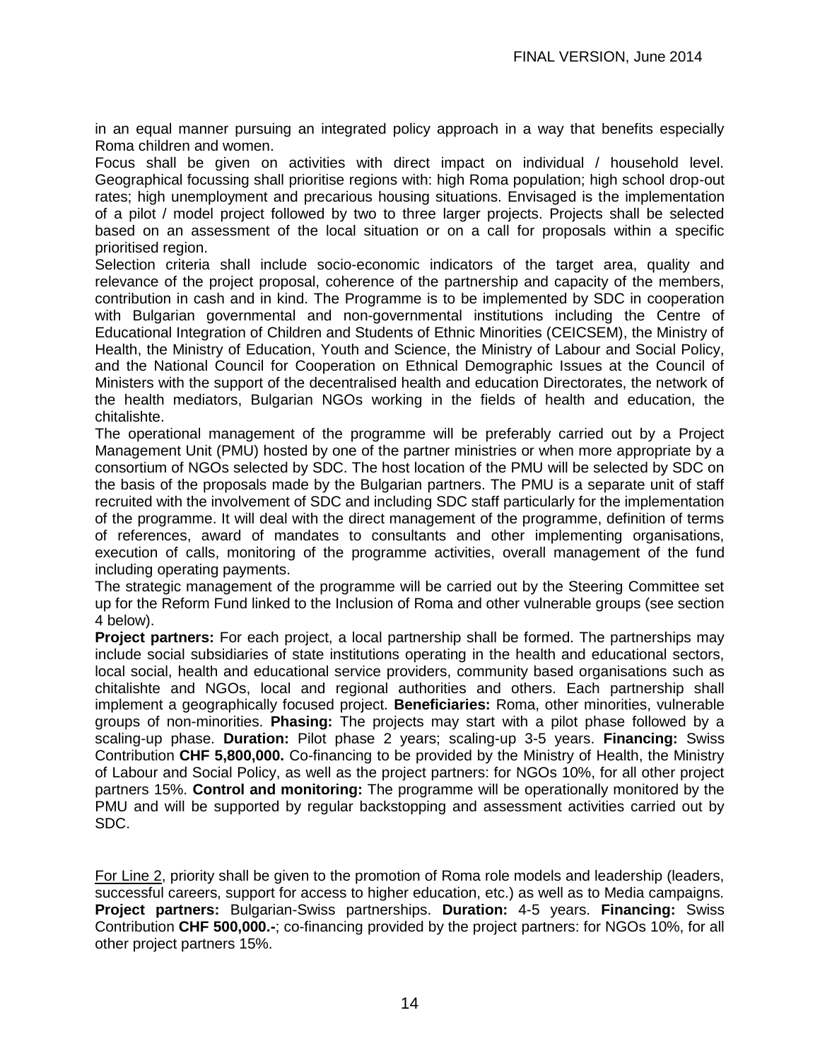in an equal manner pursuing an integrated policy approach in a way that benefits especially Roma children and women.

Focus shall be given on activities with direct impact on individual / household level. Geographical focussing shall prioritise regions with: high Roma population; high school drop-out rates; high unemployment and precarious housing situations. Envisaged is the implementation of a pilot / model project followed by two to three larger projects. Projects shall be selected based on an assessment of the local situation or on a call for proposals within a specific prioritised region.

Selection criteria shall include socio-economic indicators of the target area, quality and relevance of the project proposal, coherence of the partnership and capacity of the members, contribution in cash and in kind. The Programme is to be implemented by SDC in cooperation with Bulgarian governmental and non-governmental institutions including the Centre of Educational Integration of Children and Students of Ethnic Minorities (CEICSEM), the Ministry of Health, the Ministry of Education, Youth and Science, the Ministry of Labour and Social Policy, and the National Council for Cooperation on Ethnical Demographic Issues at the Council of Ministers with the support of the decentralised health and education Directorates, the network of the health mediators, Bulgarian NGOs working in the fields of health and education, the chitalishte.

The operational management of the programme will be preferably carried out by a Project Management Unit (PMU) hosted by one of the partner ministries or when more appropriate by a consortium of NGOs selected by SDC. The host location of the PMU will be selected by SDC on the basis of the proposals made by the Bulgarian partners. The PMU is a separate unit of staff recruited with the involvement of SDC and including SDC staff particularly for the implementation of the programme. It will deal with the direct management of the programme, definition of terms of references, award of mandates to consultants and other implementing organisations, execution of calls, monitoring of the programme activities, overall management of the fund including operating payments.

The strategic management of the programme will be carried out by the Steering Committee set up for the Reform Fund linked to the Inclusion of Roma and other vulnerable groups (see section 4 below).

**Project partners:** For each project, a local partnership shall be formed. The partnerships may include social subsidiaries of state institutions operating in the health and educational sectors, local social, health and educational service providers, community based organisations such as chitalishte and NGOs, local and regional authorities and others. Each partnership shall implement a geographically focused project. **Beneficiaries:** Roma, other minorities, vulnerable groups of non-minorities. **Phasing:** The projects may start with a pilot phase followed by a scaling-up phase. **Duration:** Pilot phase 2 years; scaling-up 3-5 years. **Financing:** Swiss Contribution **CHF 5,800,000.** Co-financing to be provided by the Ministry of Health, the Ministry of Labour and Social Policy, as well as the project partners: for NGOs 10%, for all other project partners 15%. **Control and monitoring:** The programme will be operationally monitored by the PMU and will be supported by regular backstopping and assessment activities carried out by SDC.

<u>For Line 2</u>, priority shall be given to the promotion of Roma role models and leadership (leaders, successful careers, support for access to higher education, etc.) as well as to Media campaigns. **Project partners:** Bulgarian-Swiss partnerships. **Duration:** 4-5 years. **Financing:** Swiss Contribution **CHF 500,000.-**; co-financing provided by the project partners: for NGOs 10%, for all other project partners 15%.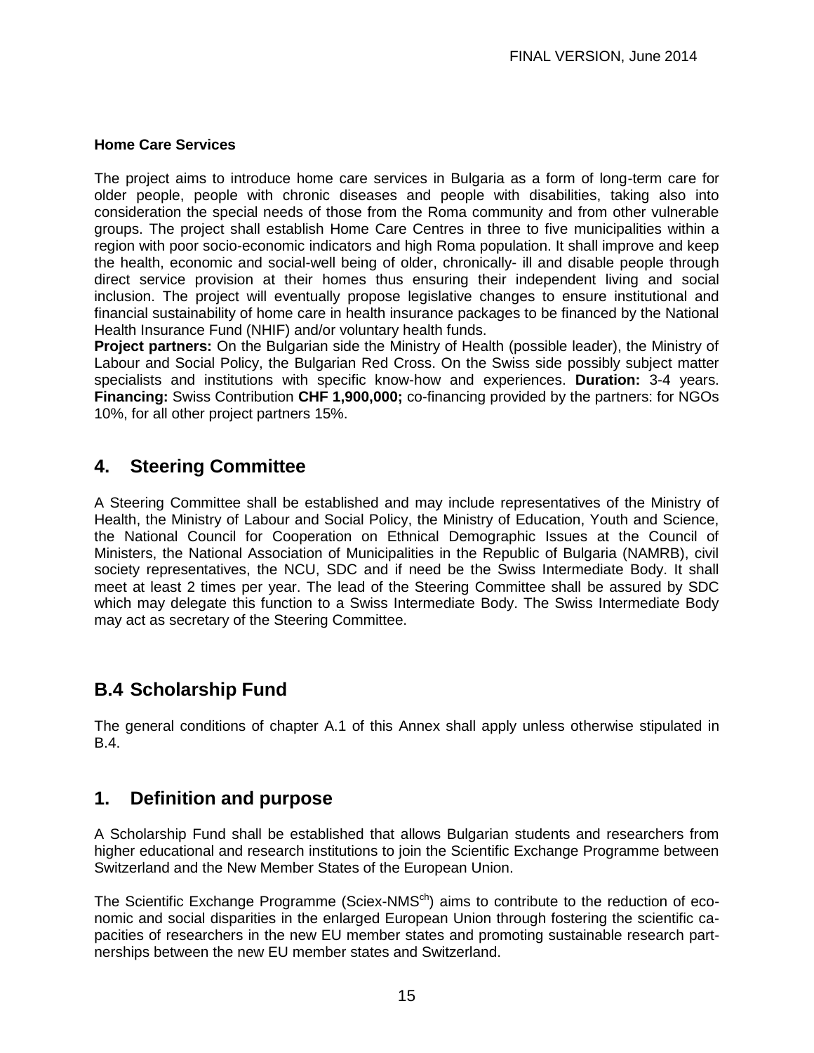**Home Care Services**

The project aims to introduce home care services in Bulgaria as a form of long-term care for older people, people with chronic diseases and people with disabilities, taking also into consideration the special needs of those from the Roma community and from other vulnerable groups. The project shall establish Home Care Centres in three to five municipalities within a region with poor socio-economic indicators and high Roma population. It shall improve and keep the health, economic and social-well being of older, chronically- ill and disable people through direct service provision at their homes thus ensuring their independent living and social inclusion. The project will eventually propose legislative changes to ensure institutional and financial sustainability of home care in health insurance packages to be financed by the National Health Insurance Fund (NHIF) and/or voluntary health funds.
**Project partners:** On the Bulgarian side the Ministry of Health (possible leader), the Ministry of Labour and Social Policy, the Bulgarian Red Cross. On the Swiss side possibly subject matter specialists and institutions with specific know-how and experiences. **Duration:** 3-4 years. **Financing:** Swiss Contribution **CHF 1,900,000;** co-financing provided by the partners: for NGOs 10%, for all other project partners 15%.

## 4. Steering Committee

A Steering Committee shall be established and may include representatives of the Ministry of Health, the Ministry of Labour and Social Policy, the Ministry of Education, Youth and Science, the National Council for Cooperation on Ethnical Demographic Issues at the Council of Ministers, the National Association of Municipalities in the Republic of Bulgaria (NAMRB), civil society representatives, the NCU, SDC and if need be the Swiss Intermediate Body. It shall meet at least 2 times per year. The lead of the Steering Committee shall be assured by SDC which may delegate this function to a Swiss Intermediate Body. The Swiss Intermediate Body may act as secretary of the Steering Committee.

## B.4 Scholarship Fund

The general conditions of chapter A.1 of this Annex shall apply unless otherwise stipulated in B.4.

## 1. Definition and purpose

A Scholarship Fund shall be established that allows Bulgarian students and researchers from higher educational and research institutions to join the Scientific Exchange Programme between Switzerland and the New Member States of the European Union.

The Scientific Exchange Programme (Sciex-NMS$^{ch}$) aims to contribute to the reduction of economic and social disparities in the enlarged European Union through fostering the scientific capacities of researchers in the new EU member states and promoting sustainable research partnerships between the new EU member states and Switzerland.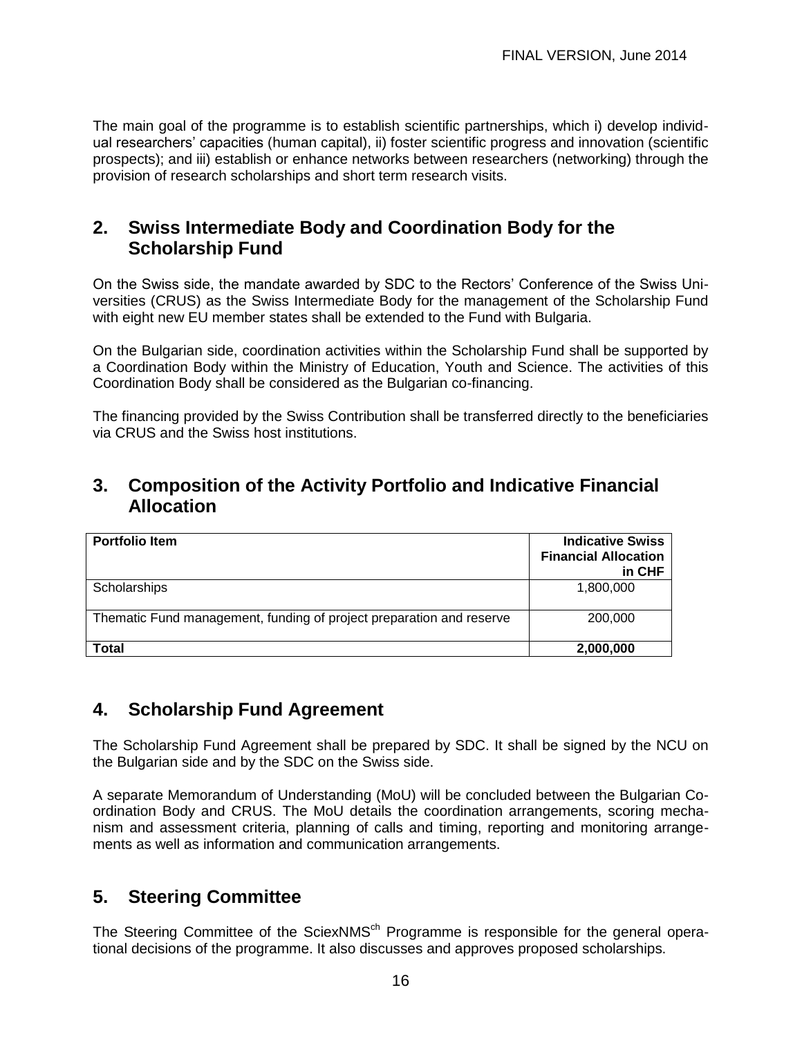The main goal of the programme is to establish scientific partnerships, which i) develop individual researchers' capacities (human capital), ii) foster scientific progress and innovation (scientific prospects); and iii) establish or enhance networks between researchers (networking) through the provision of research scholarships and short term research visits.

## 2. Swiss Intermediate Body and Coordination Body for the Scholarship Fund

On the Swiss side, the mandate awarded by SDC to the Rectors' Conference of the Swiss Universities (CRUS) as the Swiss Intermediate Body for the management of the Scholarship Fund with eight new EU member states shall be extended to the Fund with Bulgaria.

On the Bulgarian side, coordination activities within the Scholarship Fund shall be supported by a Coordination Body within the Ministry of Education, Youth and Science. The activities of this Coordination Body shall be considered as the Bulgarian co-financing.

The financing provided by the Swiss Contribution shall be transferred directly to the beneficiaries via CRUS and the Swiss host institutions.

## 3. Composition of the Activity Portfolio and Indicative Financial Allocation

| **Portfolio Item** | **Indicative Swiss Financial Allocation in CHF** |
|---|---|
| Scholarships | 1,800,000 |
| Thematic Fund management, funding of project preparation and reserve | 200,000 |
| **Total** | **2,000,000** |

## 4. Scholarship Fund Agreement

The Scholarship Fund Agreement shall be prepared by SDC. It shall be signed by the NCU on the Bulgarian side and by the SDC on the Swiss side.

A separate Memorandum of Understanding (MoU) will be concluded between the Bulgarian Coordination Body and CRUS. The MoU details the coordination arrangements, scoring mechanism and assessment criteria, planning of calls and timing, reporting and monitoring arrangements as well as information and communication arrangements.

## 5. Steering Committee

The Steering Committee of the SciexNMS$^{ch}$ Programme is responsible for the general operational decisions of the programme. It also discusses and approves proposed scholarships.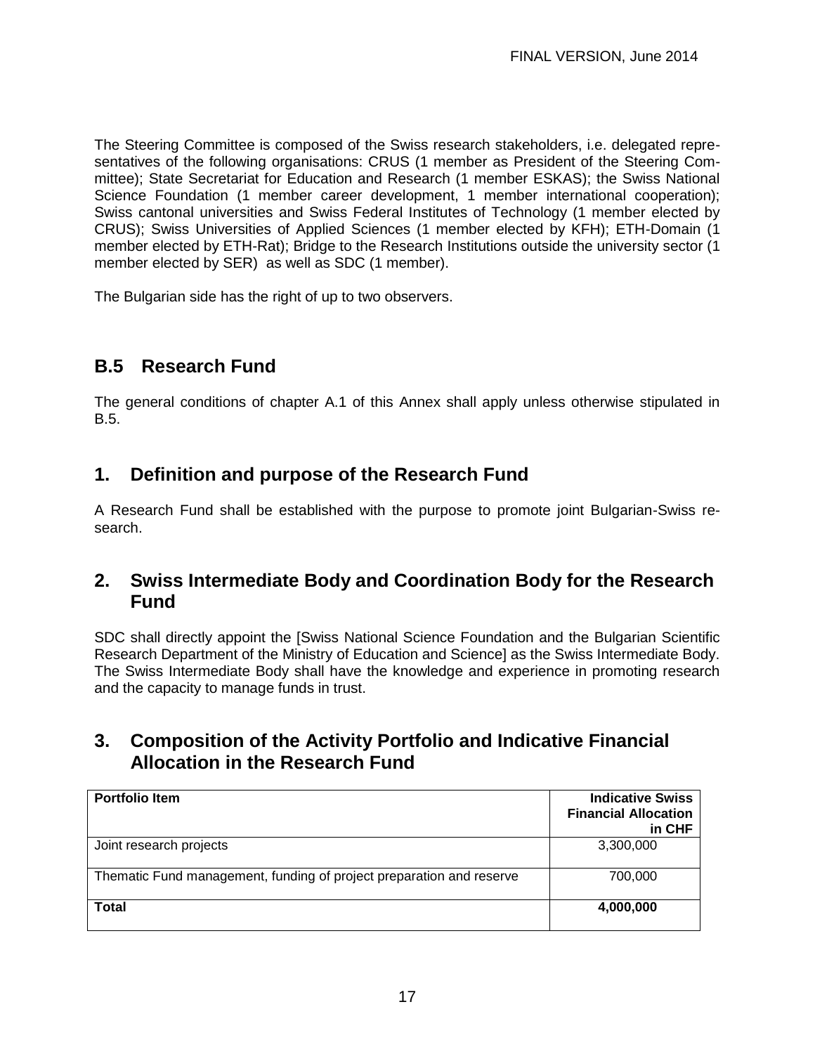The Steering Committee is composed of the Swiss research stakeholders, i.e. delegated representatives of the following organisations: CRUS (1 member as President of the Steering Committee); State Secretariat for Education and Research (1 member ESKAS); the Swiss National Science Foundation (1 member career development, 1 member international cooperation); Swiss cantonal universities and Swiss Federal Institutes of Technology (1 member elected by CRUS); Swiss Universities of Applied Sciences (1 member elected by KFH); ETH-Domain (1 member elected by ETH-Rat); Bridge to the Research Institutions outside the university sector (1 member elected by SER) as well as SDC (1 member).

The Bulgarian side has the right of up to two observers.

## B.5 Research Fund

The general conditions of chapter A.1 of this Annex shall apply unless otherwise stipulated in B.5.

## 1. Definition and purpose of the Research Fund

A Research Fund shall be established with the purpose to promote joint Bulgarian-Swiss research.

## 2. Swiss Intermediate Body and Coordination Body for the Research Fund

SDC shall directly appoint the [Swiss National Science Foundation and the Bulgarian Scientific Research Department of the Ministry of Education and Science] as the Swiss Intermediate Body. The Swiss Intermediate Body shall have the knowledge and experience in promoting research and the capacity to manage funds in trust.

## 3. Composition of the Activity Portfolio and Indicative Financial Allocation in the Research Fund

| **Portfolio Item** | **Indicative Swiss Financial Allocation in CHF** |
|---|---|
| Joint research projects | 3,300,000 |
| Thematic Fund management, funding of project preparation and reserve | 700,000 |
| **Total** | **4,000,000** |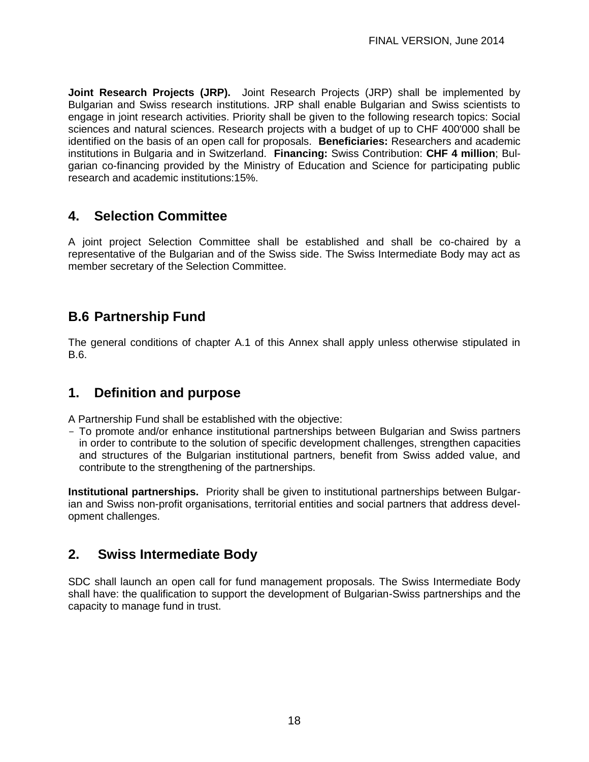**Joint Research Projects (JRP).** Joint Research Projects (JRP) shall be implemented by Bulgarian and Swiss research institutions. JRP shall enable Bulgarian and Swiss scientists to engage in joint research activities. Priority shall be given to the following research topics: Social sciences and natural sciences. Research projects with a budget of up to CHF 400'000 shall be identified on the basis of an open call for proposals. **Beneficiaries:** Researchers and academic institutions in Bulgaria and in Switzerland. **Financing:** Swiss Contribution: **CHF 4 million**; Bulgarian co-financing provided by the Ministry of Education and Science for participating public research and academic institutions:15%.

## 4. Selection Committee

A joint project Selection Committee shall be established and shall be co-chaired by a representative of the Bulgarian and of the Swiss side. The Swiss Intermediate Body may act as member secretary of the Selection Committee.

# B.6 Partnership Fund

The general conditions of chapter A.1 of this Annex shall apply unless otherwise stipulated in B.6.

## 1. Definition and purpose

A Partnership Fund shall be established with the objective:

- To promote and/or enhance institutional partnerships between Bulgarian and Swiss partners in order to contribute to the solution of specific development challenges, strengthen capacities and structures of the Bulgarian institutional partners, benefit from Swiss added value, and contribute to the strengthening of the partnerships.

**Institutional partnerships.** Priority shall be given to institutional partnerships between Bulgarian and Swiss non-profit organisations, territorial entities and social partners that address development challenges.

## 2. Swiss Intermediate Body

SDC shall launch an open call for fund management proposals. The Swiss Intermediate Body shall have: the qualification to support the development of Bulgarian-Swiss partnerships and the capacity to manage fund in trust.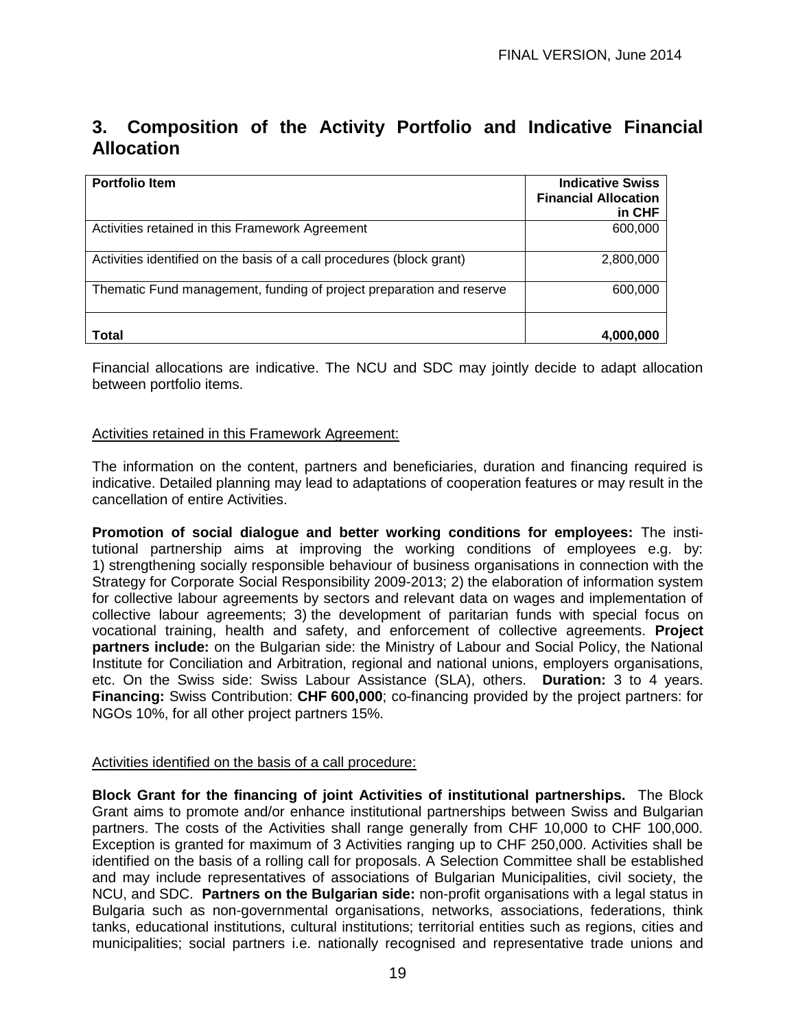## 3. Composition of the Activity Portfolio and Indicative Financial Allocation

| Portfolio Item | Indicative Swiss Financial Allocation in CHF |
|---|---:|
| Activities retained in this Framework Agreement | 600,000 |
| Activities identified on the basis of a call procedures (block grant) | 2,800,000 |
| Thematic Fund management, funding of project preparation and reserve | 600,000 |
| **Total** | **4,000,000** |

Financial allocations are indicative. The NCU and SDC may jointly decide to adapt allocation between portfolio items.

Activities retained in this Framework Agreement:

The information on the content, partners and beneficiaries, duration and financing required is indicative. Detailed planning may lead to adaptations of cooperation features or may result in the cancellation of entire Activities.

**Promotion of social dialogue and better working conditions for employees:** The institutional partnership aims at improving the working conditions of employees e.g. by: 1) strengthening socially responsible behaviour of business organisations in connection with the Strategy for Corporate Social Responsibility 2009-2013; 2) the elaboration of information system for collective labour agreements by sectors and relevant data on wages and implementation of collective labour agreements; 3) the development of paritarian funds with special focus on vocational training, health and safety, and enforcement of collective agreements. **Project partners include:** on the Bulgarian side: the Ministry of Labour and Social Policy, the National Institute for Conciliation and Arbitration, regional and national unions, employers organisations, etc. On the Swiss side: Swiss Labour Assistance (SLA), others. **Duration:** 3 to 4 years. **Financing:** Swiss Contribution: **CHF 600,000**; co-financing provided by the project partners: for NGOs 10%, for all other project partners 15%.

Activities identified on the basis of a call procedure:

**Block Grant for the financing of joint Activities of institutional partnerships.** The Block Grant aims to promote and/or enhance institutional partnerships between Swiss and Bulgarian partners. The costs of the Activities shall range generally from CHF 10,000 to CHF 100,000. Exception is granted for maximum of 3 Activities ranging up to CHF 250,000. Activities shall be identified on the basis of a rolling call for proposals. A Selection Committee shall be established and may include representatives of associations of Bulgarian Municipalities, civil society, the NCU, and SDC. **Partners on the Bulgarian side:** non-profit organisations with a legal status in Bulgaria such as non-governmental organisations, networks, associations, federations, think tanks, educational institutions, cultural institutions; territorial entities such as regions, cities and municipalities; social partners i.e. nationally recognised and representative trade unions and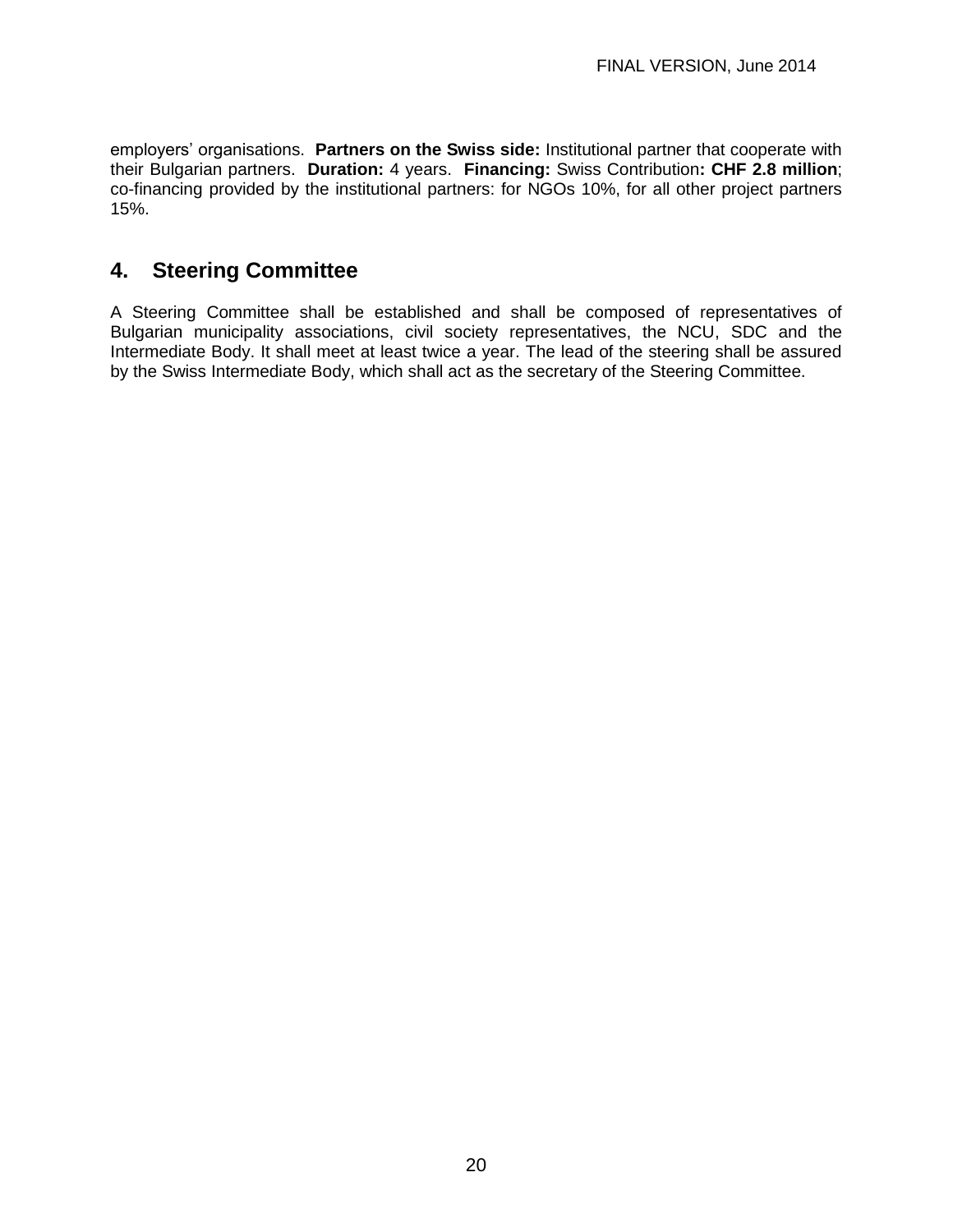employers' organisations. **Partners on the Swiss side:** Institutional partner that cooperate with their Bulgarian partners. **Duration:** 4 years. **Financing:** Swiss Contribution**: CHF 2.8 million**; co-financing provided by the institutional partners: for NGOs 10%, for all other project partners 15%.

## 4. Steering Committee

A Steering Committee shall be established and shall be composed of representatives of Bulgarian municipality associations, civil society representatives, the NCU, SDC and the Intermediate Body. It shall meet at least twice a year. The lead of the steering shall be assured by the Swiss Intermediate Body, which shall act as the secretary of the Steering Committee.